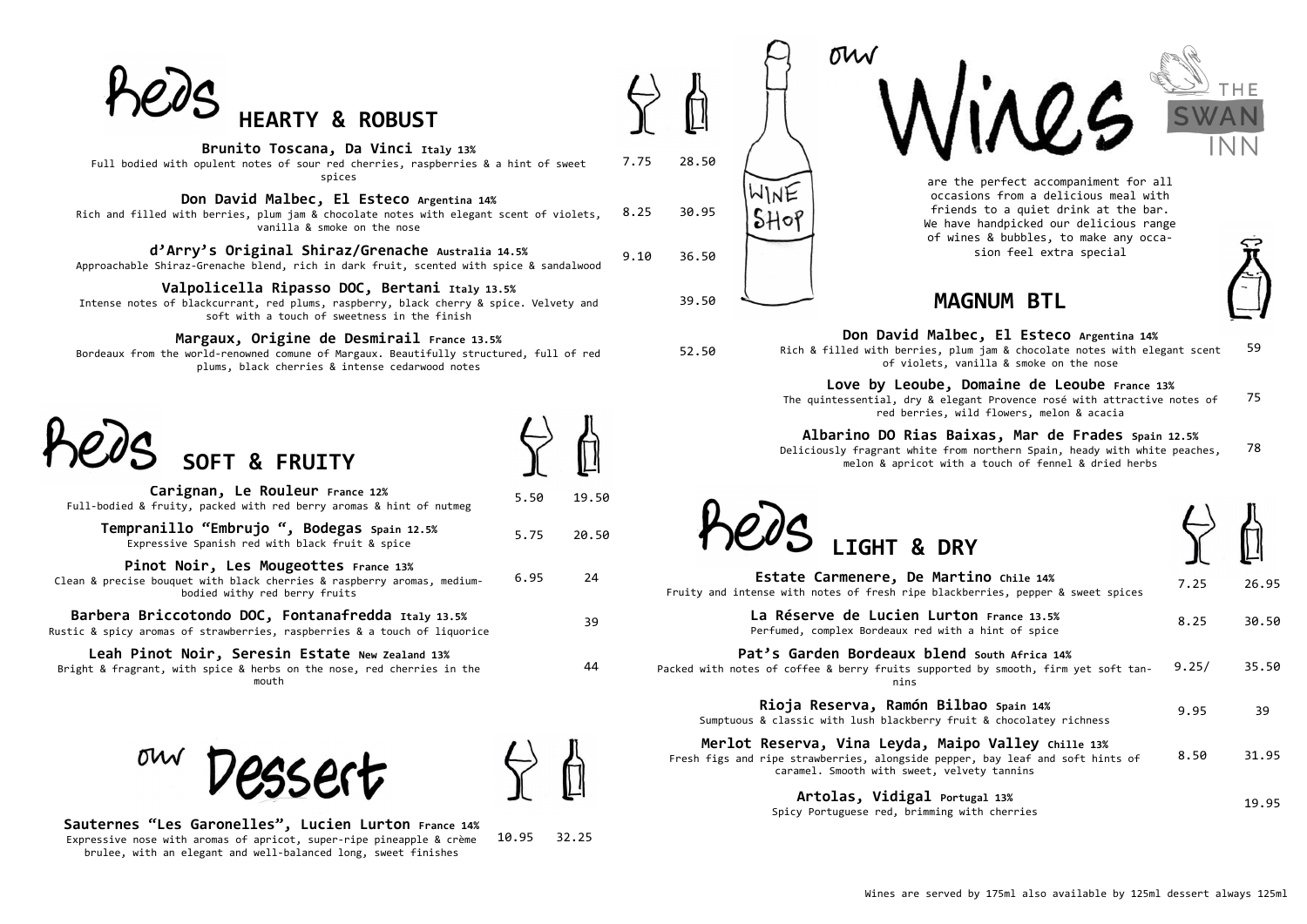# Our Wines

**THE SWAN INN**

are the perfect accompaniment for all occasions from a delicious meal with friends to a quiet drink at the bar. We have handpicked our delicious range of wines & bubbles, to make any occasion feel extra special

## Reds HEARTY & ROBUST

| Wine | Glass | Bottle |
|---|---|---|
| **Brunito Toscana, Da Vinci** Italy 13%<br>Full bodied with opulent notes of sour red cherries, raspberries & a hint of sweet spices | 7.75 | 28.50 |
| **Don David Malbec, El Esteco** Argentina 14%<br>Rich and filled with berries, plum jam & chocolate notes with elegant scent of violets, vanilla & smoke on the nose | 8.25 | 30.95 |
| **d'Arry's Original Shiraz/Grenache** Australia 14.5%<br>Approachable Shiraz-Grenache blend, rich in dark fruit, scented with spice & sandalwood | 9.10 | 36.50 |
| **Valpolicella Ripasso DOC, Bertani** Italy 13.5%<br>Intense notes of blackcurrant, red plums, raspberry, black cherry & spice. Velvety and soft with a touch of sweetness in the finish | | 39.50 |
| **Margaux, Origine de Desmirail** France 13.5%<br>Bordeaux from the world-renowned comune of Margaux. Beautifully structured, full of red plums, black cherries & intense cedarwood notes | | 52.50 |

## Reds SOFT & FRUITY

| Wine | Glass | Bottle |
|---|---|---|
| **Carignan, Le Rouleur** France 12%<br>Full-bodied & fruity, packed with red berry aromas & hint of nutmeg | 5.50 | 19.50 |
| **Tempranillo "Embrujo ", Bodegas** Spain 12.5%<br>Expressive Spanish red with black fruit & spice | 5.75 | 20.50 |
| **Pinot Noir, Les Mougeottes** France 13%<br>Clean & precise bouquet with black cherries & raspberry aromas, medium-bodied withy red berry fruits | 6.95 | 24 |
| **Barbera Briccotondo DOC, Fontanafredda** Italy 13.5%<br>Rustic & spicy aromas of strawberries, raspberries & a touch of liquorice | | 39 |
| **Leah Pinot Noir, Seresin Estate** New Zealand 13%<br>Bright & fragrant, with spice & herbs on the nose, red cherries in the mouth | | 44 |

## Our Dessert

| Wine | Glass | Bottle |
|---|---|---|
| **Sauternes "Les Garonelles", Lucien Lurton** France 14%<br>Expressive nose with aromas of apricot, super-ripe pineapple & crème brulee, with an elegant and well-balanced long, sweet finishes | 10.95 | 32.25 |

## MAGNUM BTL

| Wine | Magnum |
|---|---|
| **Don David Malbec, El Esteco** Argentina 14%<br>Rich & filled with berries, plum jam & chocolate notes with elegant scent of violets, vanilla & smoke on the nose | 59 |
| **Love by Leoube, Domaine de Leoube** France 13%<br>The quintessential, dry & elegant Provence rosé with attractive notes of red berries, wild flowers, melon & acacia | 75 |
| **Albarino DO Rias Baixas, Mar de Frades** Spain 12.5%<br>Deliciously fragrant white from northern Spain, heady with white peaches, melon & apricot with a touch of fennel & dried herbs | 78 |

## Reds LIGHT & DRY

| Wine | Glass | Bottle |
|---|---|---|
| **Estate Carmenere, De Martino** Chile 14%<br>Fruity and intense with notes of fresh ripe blackberries, pepper & sweet spices | 7.25 | 26.95 |
| **La Réserve de Lucien Lurton** France 13.5%<br>Perfumed, complex Bordeaux red with a hint of spice | 8.25 | 30.50 |
| **Pat's Garden Bordeaux blend** South Africa 14%<br>Packed with notes of coffee & berry fruits supported by smooth, firm yet soft tannins | 9.25/ | 35.50 |
| **Rioja Reserva, Ramón Bilbao** Spain 14%<br>Sumptuous & classic with lush blackberry fruit & chocolatey richness | 9.95 | 39 |
| **Merlot Reserva, Vina Leyda, Maipo Valley** Chille 13%<br>Fresh figs and ripe strawberries, alongside pepper, bay leaf and soft hints of caramel. Smooth with sweet, velvety tannins | 8.50 | 31.95 |
| **Artolas, Vidigal** Portugal 13%<br>Spicy Portuguese red, brimming with cherries | | 19.95 |

Wines are served by 175ml also available by 125ml dessert always 125ml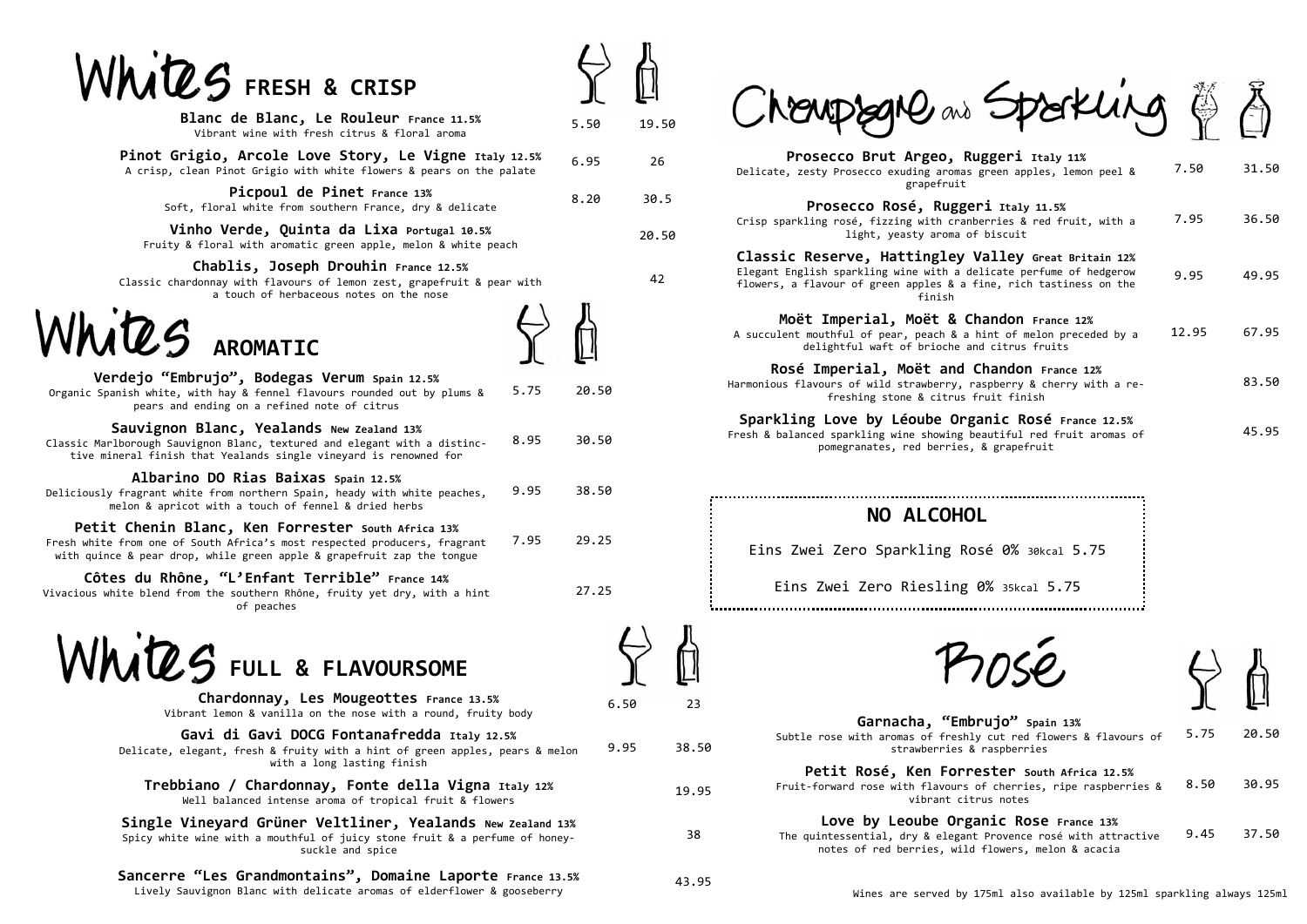## Whites FRESH & CRISP

| | | |
|---|---|---|
| **Blanc de Blanc, Le Rouleur** France 11.5%<br>Vibrant wine with fresh citrus & floral aroma | 5.50 | 19.50 |
| **Pinot Grigio, Arcole Love Story, Le Vigne** Italy 12.5%<br>A crisp, clean Pinot Grigio with white flowers & pears on the palate | 6.95 | 26 |
| **Picpoul de Pinet** France 13%<br>Soft, floral white from southern France, dry & delicate | 8.20 | 30.5 |
| **Vinho Verde, Quinta da Lixa** Portugal 10.5%<br>Fruity & floral with aromatic green apple, melon & white peach | | 20.50 |
| **Chablis, Joseph Drouhin** France 12.5%<br>Classic chardonnay with flavours of lemon zest, grapefruit & pear with a touch of herbaceous notes on the nose | | 42 |

## Whites AROMATIC

| | | |
|---|---|---|
| **Verdejo "Embrujo", Bodegas Verum** Spain 12.5%<br>Organic Spanish white, with hay & fennel flavours rounded out by plums & pears and ending on a refined note of citrus | 5.75 | 20.50 |
| **Sauvignon Blanc, Yealands** New Zealand 13%<br>Classic Marlborough Sauvignon Blanc, textured and elegant with a distinctive mineral finish that Yealands single vineyard is renowned for | 8.95 | 30.50 |
| **Albarino DO Rias Baixas** Spain 12.5%<br>Deliciously fragrant white from northern Spain, heady with white peaches, melon & apricot with a touch of fennel & dried herbs | 9.95 | 38.50 |
| **Petit Chenin Blanc, Ken Forrester** South Africa 13%<br>Fresh white from one of South Africa's most respected producers, fragrant with quince & pear drop, while green apple & grapefruit zap the tongue | 7.95 | 29.25 |
| **Côtes du Rhône, "L'Enfant Terrible"** France 14%<br>Vivacious white blend from the southern Rhône, fruity yet dry, with a hint of peaches | | 27.25 |

## Whites FULL & FLAVOURSOME

| | | |
|---|---|---|
| **Chardonnay, Les Mougeottes** France 13.5%<br>Vibrant lemon & vanilla on the nose with a round, fruity body | 6.50 | 23 |
| **Gavi di Gavi DOCG Fontanafredda** Italy 12.5%<br>Delicate, elegant, fresh & fruity with a hint of green apples, pears & melon with a long lasting finish | 9.95 | 38.50 |
| **Trebbiano / Chardonnay, Fonte della Vigna** Italy 12%<br>Well balanced intense aroma of tropical fruit & flowers | | 19.95 |
| **Single Vineyard Grüner Veltliner, Yealands** New Zealand 13%<br>Spicy white wine with a mouthful of juicy stone fruit & a perfume of honeysuckle and spice | | 38 |
| **Sancerre "Les Grandmontains", Domaine Laporte** France 13.5%<br>Lively Sauvignon Blanc with delicate aromas of elderflower & gooseberry | | 43.95 |

## Champagne and Sparkling

| | | |
|---|---|---|
| **Prosecco Brut Argeo, Ruggeri** Italy 11%<br>Delicate, zesty Prosecco exuding aromas green apples, lemon peel & grapefruit | 7.50 | 31.50 |
| **Prosecco Rosé, Ruggeri** Italy 11.5%<br>Crisp sparkling rosé, fizzing with cranberries & red fruit, with a light, yeasty aroma of biscuit | 7.95 | 36.50 |
| **Classic Reserve, Hattingley Valley** Great Britain 12%<br>Elegant English sparkling wine with a delicate perfume of hedgerow flowers, a flavour of green apples & a fine, rich tastiness on the finish | 9.95 | 49.95 |
| **Moët Imperial, Moët & Chandon** France 12%<br>A succulent mouthful of pear, peach & a hint of melon preceded by a delightful waft of brioche and citrus fruits | 12.95 | 67.95 |
| **Rosé Imperial, Moët and Chandon** France 12%<br>Harmonious flavours of wild strawberry, raspberry & cherry with a refreshing stone & citrus fruit finish | | 83.50 |
| **Sparkling Love by Léoube Organic Rosé** France 12.5%<br>Fresh & balanced sparkling wine showing beautiful red fruit aromas of pomegranates, red berries, & grapefruit | | 45.95 |

## NO ALCOHOL

Eins Zwei Zero Sparkling Rosé 0% 30kcal 5.75

Eins Zwei Zero Riesling 0% 35kcal 5.75

## Rosé

| | | |
|---|---|---|
| **Garnacha, "Embrujo"** Spain 13%<br>Subtle rose with aromas of freshly cut red flowers & flavours of strawberries & raspberries | 5.75 | 20.50 |
| **Petit Rosé, Ken Forrester** South Africa 12.5%<br>Fruit-forward rose with flavours of cherries, ripe raspberries & vibrant citrus notes | 8.50 | 30.95 |
| **Love by Leoube Organic Rose** France 13%<br>The quintessential, dry & elegant Provence rosé with attractive notes of red berries, wild flowers, melon & acacia | 9.45 | 37.50 |

Wines are served by 175ml also available by 125ml sparkling always 125ml